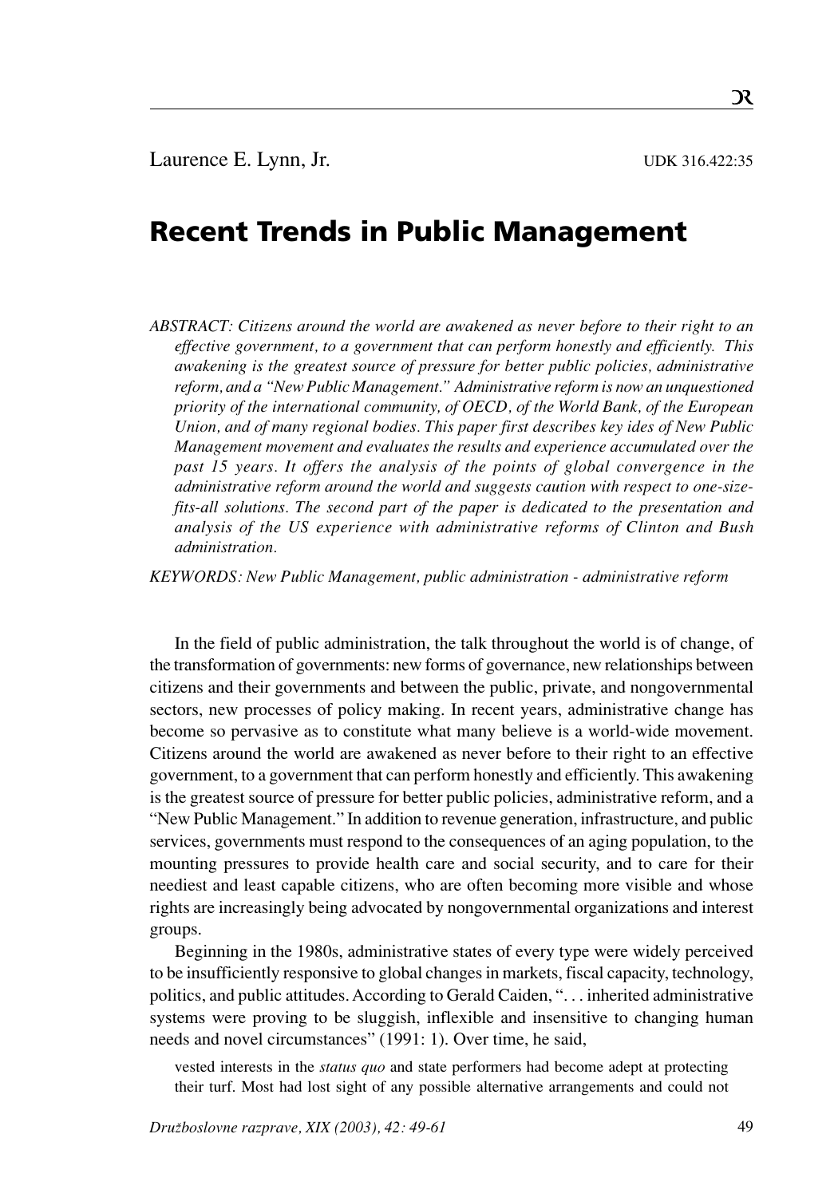Laurence E. Lynn, Jr.

UDK 316.422:35

# Recent Trends in Public Management

*ABSTRACT: Citizens around the world are awakened as never before to their right to an effective government, to a government that can perform honestly and efficiently. This awakening is the greatest source of pressure for better public policies, administrative reform, and a "New Public Management." Administrative reform is now an unquestioned priority of the international community, of OECD, of the World Bank, of the European Union, and of many regional bodies. This paper first describes key ides of New Public Management movement and evaluates the results and experience accumulated over the past 15 years. It offers the analysis of the points of global convergence in the administrative reform around the world and suggests caution with respect to one-size-fits-all solutions. The second part of the paper is dedicated to the presentation and analysis of the US experience with administrative reforms of Clinton and Bush administration.*

*KEYWORDS: New Public Management, public administration - administrative reform*

In the field of public administration, the talk throughout the world is of change, of the transformation of governments: new forms of governance, new relationships between citizens and their governments and between the public, private, and nongovernmental sectors, new processes of policy making. In recent years, administrative change has become so pervasive as to constitute what many believe is a world-wide movement. Citizens around the world are awakened as never before to their right to an effective government, to a government that can perform honestly and efficiently. This awakening is the greatest source of pressure for better public policies, administrative reform, and a "New Public Management." In addition to revenue generation, infrastructure, and public services, governments must respond to the consequences of an aging population, to the mounting pressures to provide health care and social security, and to care for their neediest and least capable citizens, who are often becoming more visible and whose rights are increasingly being advocated by nongovernmental organizations and interest groups.

Beginning in the 1980s, administrative states of every type were widely perceived to be insufficiently responsive to global changes in markets, fiscal capacity, technology, politics, and public attitudes. According to Gerald Caiden, ". . . inherited administrative systems were proving to be sluggish, inflexible and insensitive to changing human needs and novel circumstances" (1991: 1). Over time, he said,

> vested interests in the *status quo* and state performers had become adept at protecting their turf. Most had lost sight of any possible alternative arrangements and could not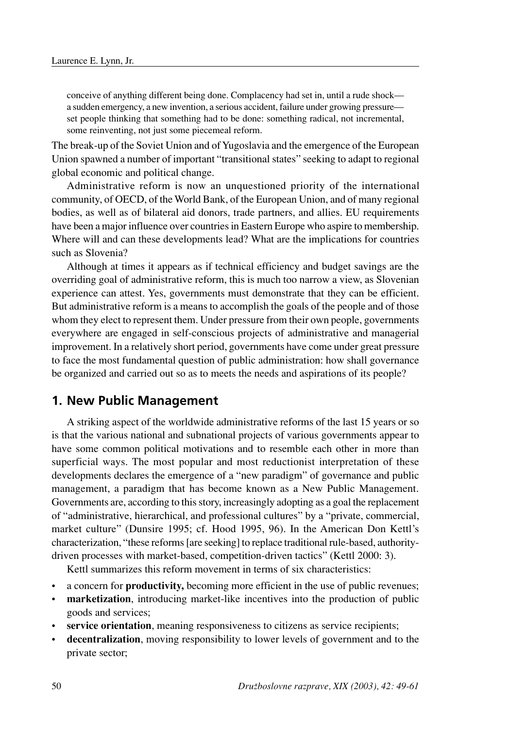conceive of anything different being done. Complacency had set in, until a rude shock—a sudden emergency, a new invention, a serious accident, failure under growing pressure—set people thinking that something had to be done: something radical, not incremental, some reinventing, not just some piecemeal reform.

The break-up of the Soviet Union and of Yugoslavia and the emergence of the European Union spawned a number of important "transitional states" seeking to adapt to regional global economic and political change.

Administrative reform is now an unquestioned priority of the international community, of OECD, of the World Bank, of the European Union, and of many regional bodies, as well as of bilateral aid donors, trade partners, and allies. EU requirements have been a major influence over countries in Eastern Europe who aspire to membership. Where will and can these developments lead? What are the implications for countries such as Slovenia?

Although at times it appears as if technical efficiency and budget savings are the overriding goal of administrative reform, this is much too narrow a view, as Slovenian experience can attest. Yes, governments must demonstrate that they can be efficient. But administrative reform is a means to accomplish the goals of the people and of those whom they elect to represent them. Under pressure from their own people, governments everywhere are engaged in self-conscious projects of administrative and managerial improvement. In a relatively short period, governments have come under great pressure to face the most fundamental question of public administration: how shall governance be organized and carried out so as to meets the needs and aspirations of its people?

## 1. New Public Management

A striking aspect of the worldwide administrative reforms of the last 15 years or so is that the various national and subnational projects of various governments appear to have some common political motivations and to resemble each other in more than superficial ways. The most popular and most reductionist interpretation of these developments declares the emergence of a "new paradigm" of governance and public management, a paradigm that has become known as a New Public Management. Governments are, according to this story, increasingly adopting as a goal the replacement of "administrative, hierarchical, and professional cultures" by a "private, commercial, market culture" (Dunsire 1995; cf. Hood 1995, 96). In the American Don Kettl's characterization, "these reforms [are seeking] to replace traditional rule-based, authority-driven processes with market-based, competition-driven tactics" (Kettl 2000: 3).

Kettl summarizes this reform movement in terms of six characteristics:

- a concern for **productivity,** becoming more efficient in the use of public revenues;
- **marketization**, introducing market-like incentives into the production of public goods and services;
- **service orientation**, meaning responsiveness to citizens as service recipients;
- **decentralization**, moving responsibility to lower levels of government and to the private sector;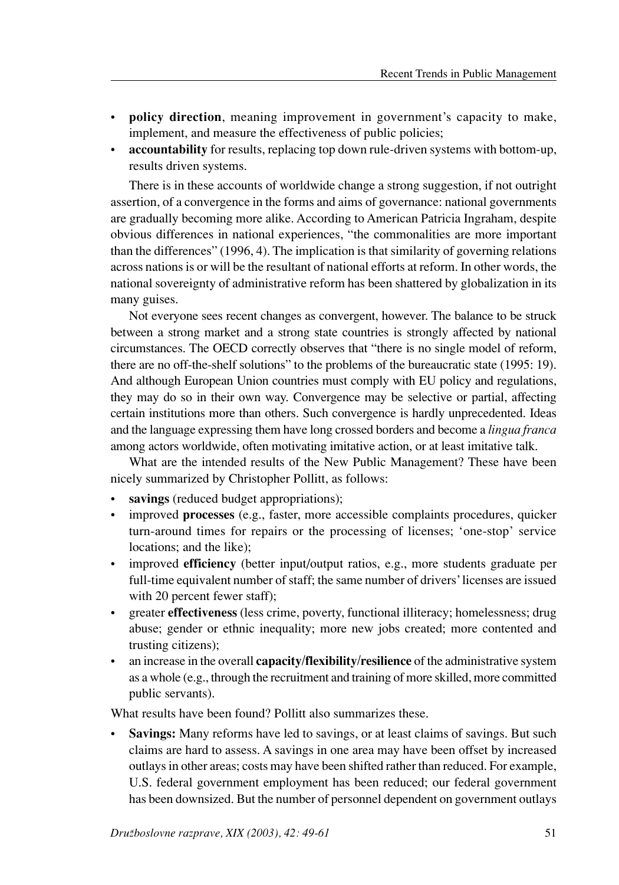- **policy direction**, meaning improvement in government's capacity to make, implement, and measure the effectiveness of public policies;
- **accountability** for results, replacing top down rule-driven systems with bottom-up, results driven systems.

There is in these accounts of worldwide change a strong suggestion, if not outright assertion, of a convergence in the forms and aims of governance: national governments are gradually becoming more alike. According to American Patricia Ingraham, despite obvious differences in national experiences, "the commonalities are more important than the differences" (1996, 4). The implication is that similarity of governing relations across nations is or will be the resultant of national efforts at reform. In other words, the national sovereignty of administrative reform has been shattered by globalization in its many guises.

Not everyone sees recent changes as convergent, however. The balance to be struck between a strong market and a strong state countries is strongly affected by national circumstances. The OECD correctly observes that "there is no single model of reform, there are no off-the-shelf solutions" to the problems of the bureaucratic state (1995: 19). And although European Union countries must comply with EU policy and regulations, they may do so in their own way. Convergence may be selective or partial, affecting certain institutions more than others. Such convergence is hardly unprecedented. Ideas and the language expressing them have long crossed borders and become a *lingua franca* among actors worldwide, often motivating imitative action, or at least imitative talk.

What are the intended results of the New Public Management? These have been nicely summarized by Christopher Pollitt, as follows:

- **savings** (reduced budget appropriations);
- improved **processes** (e.g., faster, more accessible complaints procedures, quicker turn-around times for repairs or the processing of licenses; 'one-stop' service locations; and the like);
- improved **efficiency** (better input/output ratios, e.g., more students graduate per full-time equivalent number of staff; the same number of drivers' licenses are issued with 20 percent fewer staff);
- greater **effectiveness** (less crime, poverty, functional illiteracy; homelessness; drug abuse; gender or ethnic inequality; more new jobs created; more contented and trusting citizens);
- an increase in the overall **capacity/flexibility/resilience** of the administrative system as a whole (e.g., through the recruitment and training of more skilled, more committed public servants).

What results have been found? Pollitt also summarizes these.

- **Savings:** Many reforms have led to savings, or at least claims of savings. But such claims are hard to assess. A savings in one area may have been offset by increased outlays in other areas; costs may have been shifted rather than reduced. For example, U.S. federal government employment has been reduced; our federal government has been downsized. But the number of personnel dependent on government outlays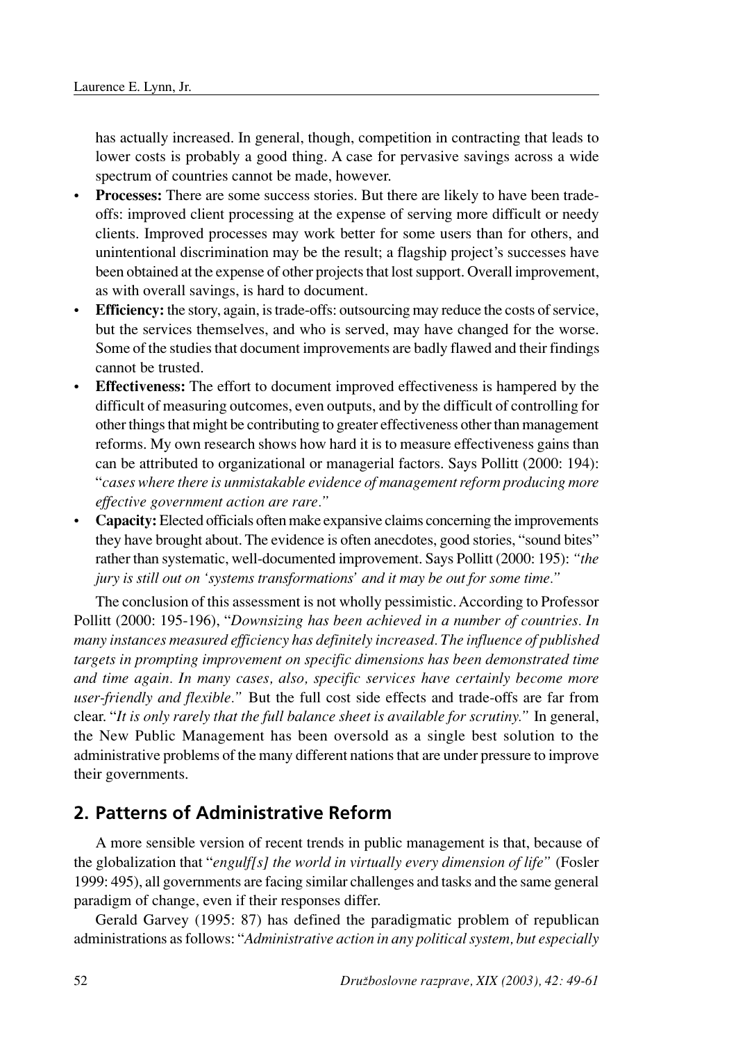has actually increased. In general, though, competition in contracting that leads to lower costs is probably a good thing. A case for pervasive savings across a wide spectrum of countries cannot be made, however.

- **Processes:** There are some success stories. But there are likely to have been trade-offs: improved client processing at the expense of serving more difficult or needy clients. Improved processes may work better for some users than for others, and unintentional discrimination may be the result; a flagship project's successes have been obtained at the expense of other projects that lost support. Overall improvement, as with overall savings, is hard to document.
- **Efficiency:** the story, again, is trade-offs: outsourcing may reduce the costs of service, but the services themselves, and who is served, may have changed for the worse. Some of the studies that document improvements are badly flawed and their findings cannot be trusted.
- **Effectiveness:** The effort to document improved effectiveness is hampered by the difficult of measuring outcomes, even outputs, and by the difficult of controlling for other things that might be contributing to greater effectiveness other than management reforms. My own research shows how hard it is to measure effectiveness gains than can be attributed to organizational or managerial factors. Says Pollitt (2000: 194): "*cases where there is unmistakable evidence of management reform producing more effective government action are rare*."
- **Capacity:** Elected officials often make expansive claims concerning the improvements they have brought about. The evidence is often anecdotes, good stories, "sound bites" rather than systematic, well-documented improvement. Says Pollitt (2000: 195): *"the jury is still out on 'systems transformations' and it may be out for some time."*

The conclusion of this assessment is not wholly pessimistic. According to Professor Pollitt (2000: 195-196), "*Downsizing has been achieved in a number of countries. In many instances measured efficiency has definitely increased. The influence of published targets in prompting improvement on specific dimensions has been demonstrated time and time again. In many cases, also, specific services have certainly become more user-friendly and flexible.*" But the full cost side effects and trade-offs are far from clear. "*It is only rarely that the full balance sheet is available for scrutiny.*" In general, the New Public Management has been oversold as a single best solution to the administrative problems of the many different nations that are under pressure to improve their governments.

## 2. Patterns of Administrative Reform

A more sensible version of recent trends in public management is that, because of the globalization that "*engulf[s] the world in virtually every dimension of life*" (Fosler 1999: 495), all governments are facing similar challenges and tasks and the same general paradigm of change, even if their responses differ.

Gerald Garvey (1995: 87) has defined the paradigmatic problem of republican administrations as follows: "*Administrative action in any political system, but especially*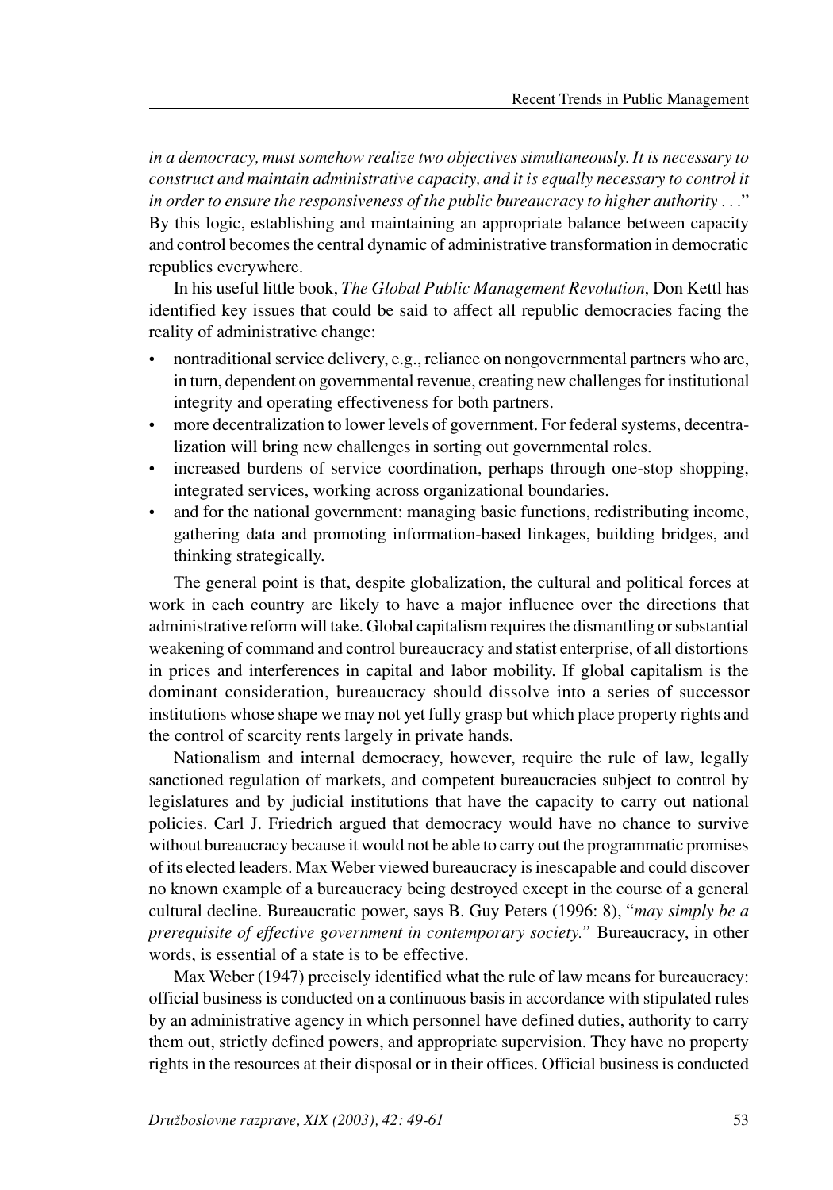*in a democracy, must somehow realize two objectives simultaneously. It is necessary to construct and maintain administrative capacity, and it is equally necessary to control it in order to ensure the responsiveness of the public bureaucracy to higher authority . . .*" By this logic, establishing and maintaining an appropriate balance between capacity and control becomes the central dynamic of administrative transformation in democratic republics everywhere.

In his useful little book, *The Global Public Management Revolution*, Don Kettl has identified key issues that could be said to affect all republic democracies facing the reality of administrative change:

- nontraditional service delivery, e.g., reliance on nongovernmental partners who are, in turn, dependent on governmental revenue, creating new challenges for institutional integrity and operating effectiveness for both partners.
- more decentralization to lower levels of government. For federal systems, decentralization will bring new challenges in sorting out governmental roles.
- increased burdens of service coordination, perhaps through one-stop shopping, integrated services, working across organizational boundaries.
- and for the national government: managing basic functions, redistributing income, gathering data and promoting information-based linkages, building bridges, and thinking strategically.

The general point is that, despite globalization, the cultural and political forces at work in each country are likely to have a major influence over the directions that administrative reform will take. Global capitalism requires the dismantling or substantial weakening of command and control bureaucracy and statist enterprise, of all distortions in prices and interferences in capital and labor mobility. If global capitalism is the dominant consideration, bureaucracy should dissolve into a series of successor institutions whose shape we may not yet fully grasp but which place property rights and the control of scarcity rents largely in private hands.

Nationalism and internal democracy, however, require the rule of law, legally sanctioned regulation of markets, and competent bureaucracies subject to control by legislatures and by judicial institutions that have the capacity to carry out national policies. Carl J. Friedrich argued that democracy would have no chance to survive without bureaucracy because it would not be able to carry out the programmatic promises of its elected leaders. Max Weber viewed bureaucracy is inescapable and could discover no known example of a bureaucracy being destroyed except in the course of a general cultural decline. Bureaucratic power, says B. Guy Peters (1996: 8), "*may simply be a prerequisite of effective government in contemporary society.*" Bureaucracy, in other words, is essential of a state is to be effective.

Max Weber (1947) precisely identified what the rule of law means for bureaucracy: official business is conducted on a continuous basis in accordance with stipulated rules by an administrative agency in which personnel have defined duties, authority to carry them out, strictly defined powers, and appropriate supervision. They have no property rights in the resources at their disposal or in their offices. Official business is conducted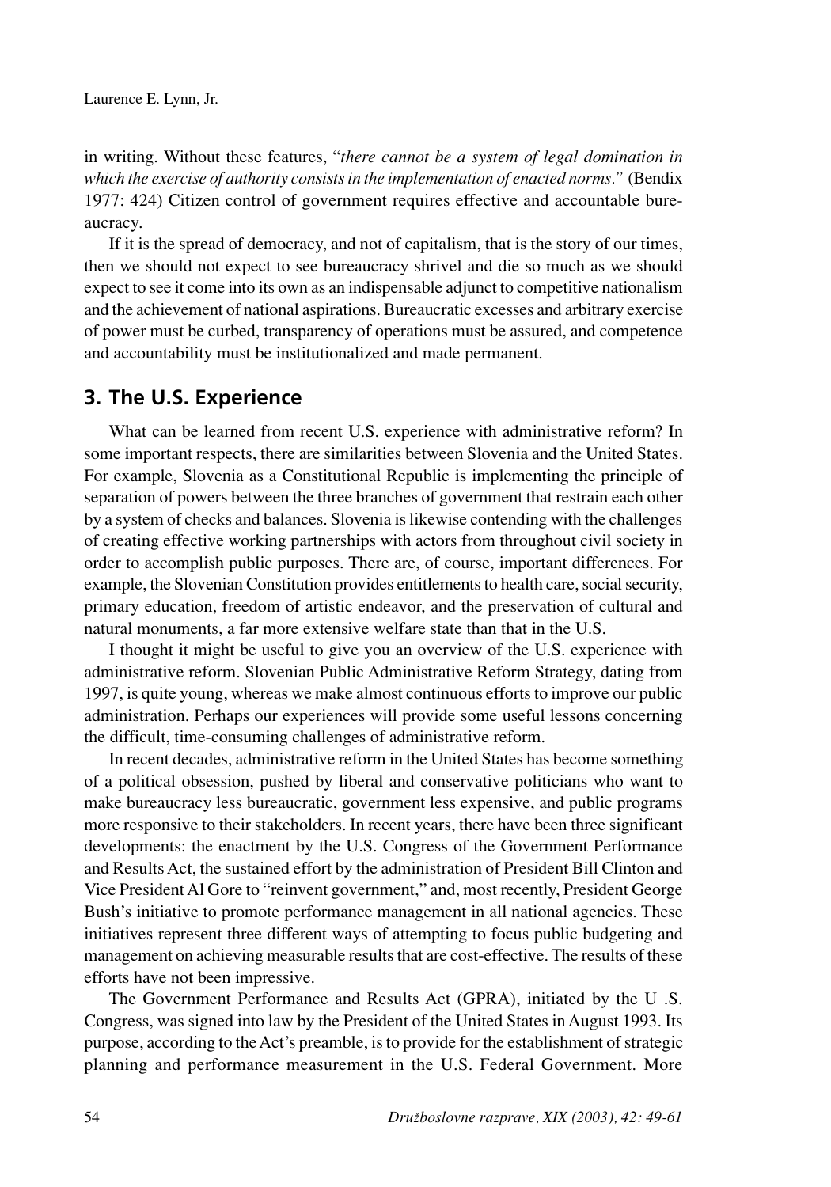in writing. Without these features, "*there cannot be a system of legal domination in which the exercise of authority consists in the implementation of enacted norms*." (Bendix 1977: 424) Citizen control of government requires effective and accountable bureaucracy.

If it is the spread of democracy, and not of capitalism, that is the story of our times, then we should not expect to see bureaucracy shrivel and die so much as we should expect to see it come into its own as an indispensable adjunct to competitive nationalism and the achievement of national aspirations. Bureaucratic excesses and arbitrary exercise of power must be curbed, transparency of operations must be assured, and competence and accountability must be institutionalized and made permanent.

## 3. The U.S. Experience

What can be learned from recent U.S. experience with administrative reform? In some important respects, there are similarities between Slovenia and the United States. For example, Slovenia as a Constitutional Republic is implementing the principle of separation of powers between the three branches of government that restrain each other by a system of checks and balances. Slovenia is likewise contending with the challenges of creating effective working partnerships with actors from throughout civil society in order to accomplish public purposes. There are, of course, important differences. For example, the Slovenian Constitution provides entitlements to health care, social security, primary education, freedom of artistic endeavor, and the preservation of cultural and natural monuments, a far more extensive welfare state than that in the U.S.

I thought it might be useful to give you an overview of the U.S. experience with administrative reform. Slovenian Public Administrative Reform Strategy, dating from 1997, is quite young, whereas we make almost continuous efforts to improve our public administration. Perhaps our experiences will provide some useful lessons concerning the difficult, time-consuming challenges of administrative reform.

In recent decades, administrative reform in the United States has become something of a political obsession, pushed by liberal and conservative politicians who want to make bureaucracy less bureaucratic, government less expensive, and public programs more responsive to their stakeholders. In recent years, there have been three significant developments: the enactment by the U.S. Congress of the Government Performance and Results Act, the sustained effort by the administration of President Bill Clinton and Vice President Al Gore to "reinvent government," and, most recently, President George Bush's initiative to promote performance management in all national agencies. These initiatives represent three different ways of attempting to focus public budgeting and management on achieving measurable results that are cost-effective. The results of these efforts have not been impressive.

The Government Performance and Results Act (GPRA), initiated by the U .S. Congress, was signed into law by the President of the United States in August 1993. Its purpose, according to the Act's preamble, is to provide for the establishment of strategic planning and performance measurement in the U.S. Federal Government. More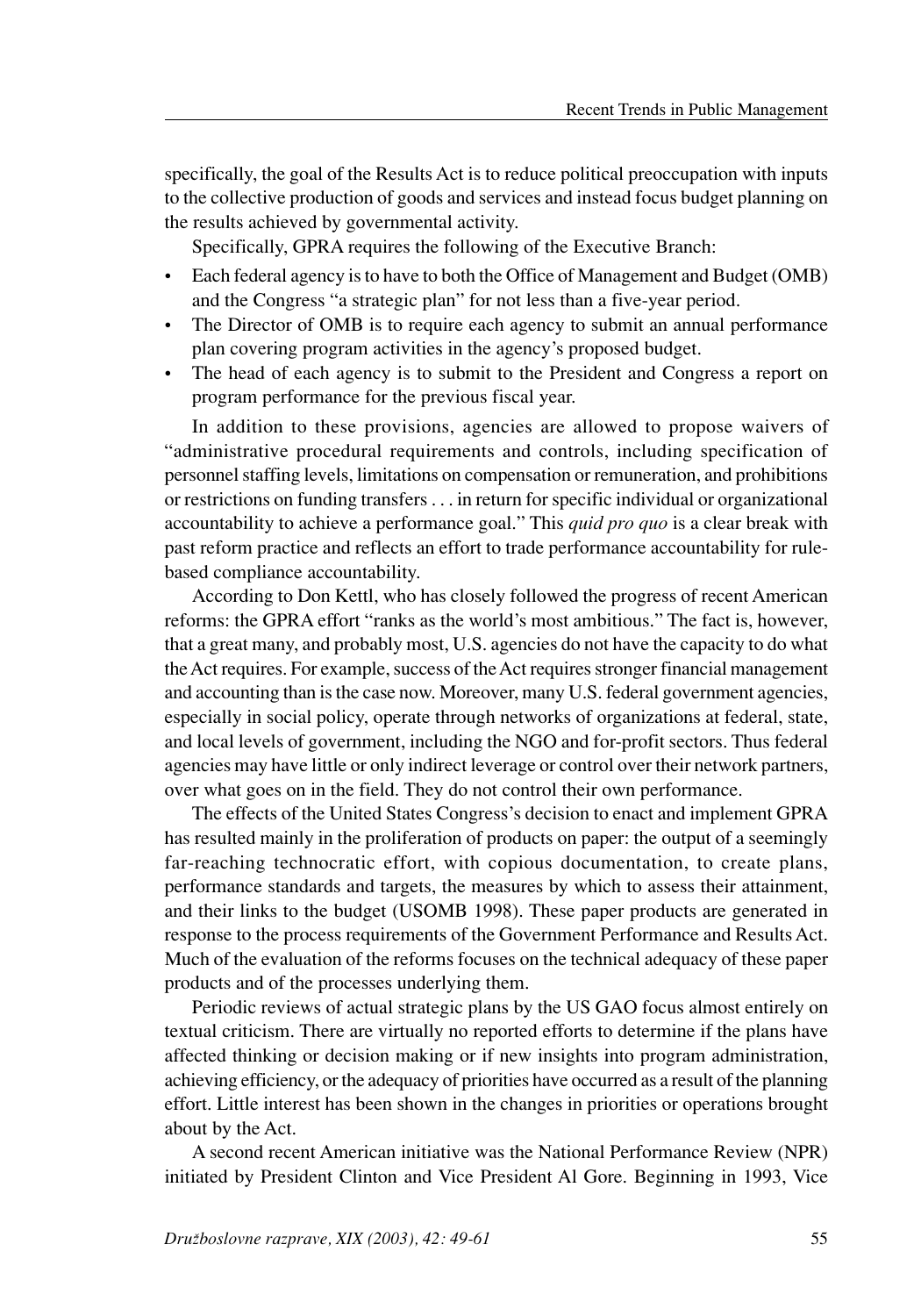specifically, the goal of the Results Act is to reduce political preoccupation with inputs to the collective production of goods and services and instead focus budget planning on the results achieved by governmental activity.

Specifically, GPRA requires the following of the Executive Branch:

- Each federal agency is to have to both the Office of Management and Budget (OMB) and the Congress "a strategic plan" for not less than a five-year period.
- The Director of OMB is to require each agency to submit an annual performance plan covering program activities in the agency's proposed budget.
- The head of each agency is to submit to the President and Congress a report on program performance for the previous fiscal year.

In addition to these provisions, agencies are allowed to propose waivers of "administrative procedural requirements and controls, including specification of personnel staffing levels, limitations on compensation or remuneration, and prohibitions or restrictions on funding transfers . . . in return for specific individual or organizational accountability to achieve a performance goal." This *quid pro quo* is a clear break with past reform practice and reflects an effort to trade performance accountability for rule-based compliance accountability.

According to Don Kettl, who has closely followed the progress of recent American reforms: the GPRA effort "ranks as the world's most ambitious." The fact is, however, that a great many, and probably most, U.S. agencies do not have the capacity to do what the Act requires. For example, success of the Act requires stronger financial management and accounting than is the case now. Moreover, many U.S. federal government agencies, especially in social policy, operate through networks of organizations at federal, state, and local levels of government, including the NGO and for-profit sectors. Thus federal agencies may have little or only indirect leverage or control over their network partners, over what goes on in the field. They do not control their own performance.

The effects of the United States Congress's decision to enact and implement GPRA has resulted mainly in the proliferation of products on paper: the output of a seemingly far-reaching technocratic effort, with copious documentation, to create plans, performance standards and targets, the measures by which to assess their attainment, and their links to the budget (USOMB 1998). These paper products are generated in response to the process requirements of the Government Performance and Results Act. Much of the evaluation of the reforms focuses on the technical adequacy of these paper products and of the processes underlying them.

Periodic reviews of actual strategic plans by the US GAO focus almost entirely on textual criticism. There are virtually no reported efforts to determine if the plans have affected thinking or decision making or if new insights into program administration, achieving efficiency, or the adequacy of priorities have occurred as a result of the planning effort. Little interest has been shown in the changes in priorities or operations brought about by the Act.

A second recent American initiative was the National Performance Review (NPR) initiated by President Clinton and Vice President Al Gore. Beginning in 1993, Vice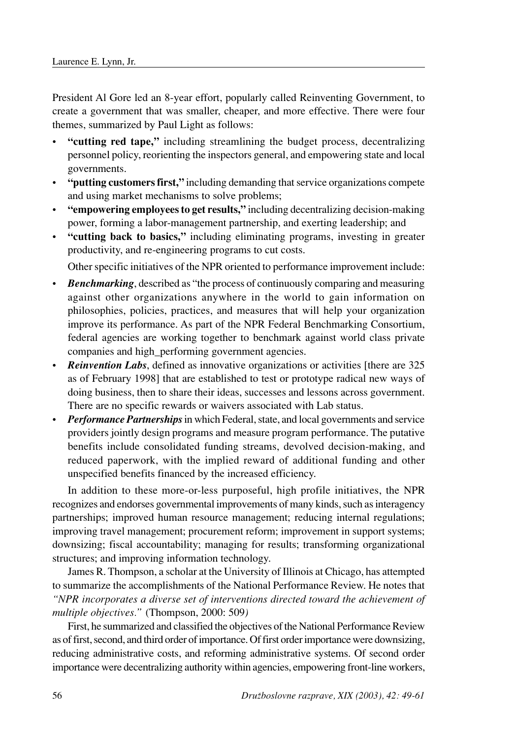President Al Gore led an 8-year effort, popularly called Reinventing Government, to create a government that was smaller, cheaper, and more effective. There were four themes, summarized by Paul Light as follows:

- **"cutting red tape,"** including streamlining the budget process, decentralizing personnel policy, reorienting the inspectors general, and empowering state and local governments.
- **"putting customers first,"** including demanding that service organizations compete and using market mechanisms to solve problems;
- **"empowering employees to get results,"** including decentralizing decision-making power, forming a labor-management partnership, and exerting leadership; and
- **"cutting back to basics,"** including eliminating programs, investing in greater productivity, and re-engineering programs to cut costs.

Other specific initiatives of the NPR oriented to performance improvement include:

- ***Benchmarking***, described as "the process of continuously comparing and measuring against other organizations anywhere in the world to gain information on philosophies, policies, practices, and measures that will help your organization improve its performance. As part of the NPR Federal Benchmarking Consortium, federal agencies are working together to benchmark against world class private companies and high_performing government agencies.
- ***Reinvention Labs***, defined as innovative organizations or activities [there are 325 as of February 1998] that are established to test or prototype radical new ways of doing business, then to share their ideas, successes and lessons across government. There are no specific rewards or waivers associated with Lab status.
- ***Performance Partnerships*** in which Federal, state, and local governments and service providers jointly design programs and measure program performance. The putative benefits include consolidated funding streams, devolved decision-making, and reduced paperwork, with the implied reward of additional funding and other unspecified benefits financed by the increased efficiency.

In addition to these more-or-less purposeful, high profile initiatives, the NPR recognizes and endorses governmental improvements of many kinds, such as interagency partnerships; improved human resource management; reducing internal regulations; improving travel management; procurement reform; improvement in support systems; downsizing; fiscal accountability; managing for results; transforming organizational structures; and improving information technology.

James R. Thompson, a scholar at the University of Illinois at Chicago, has attempted to summarize the accomplishments of the National Performance Review. He notes that *"NPR incorporates a diverse set of interventions directed toward the achievement of multiple objectives."* (Thompson, 2000: 509)

First, he summarized and classified the objectives of the National Performance Review as of first, second, and third order of importance. Of first order importance were downsizing, reducing administrative costs, and reforming administrative systems. Of second order importance were decentralizing authority within agencies, empowering front-line workers,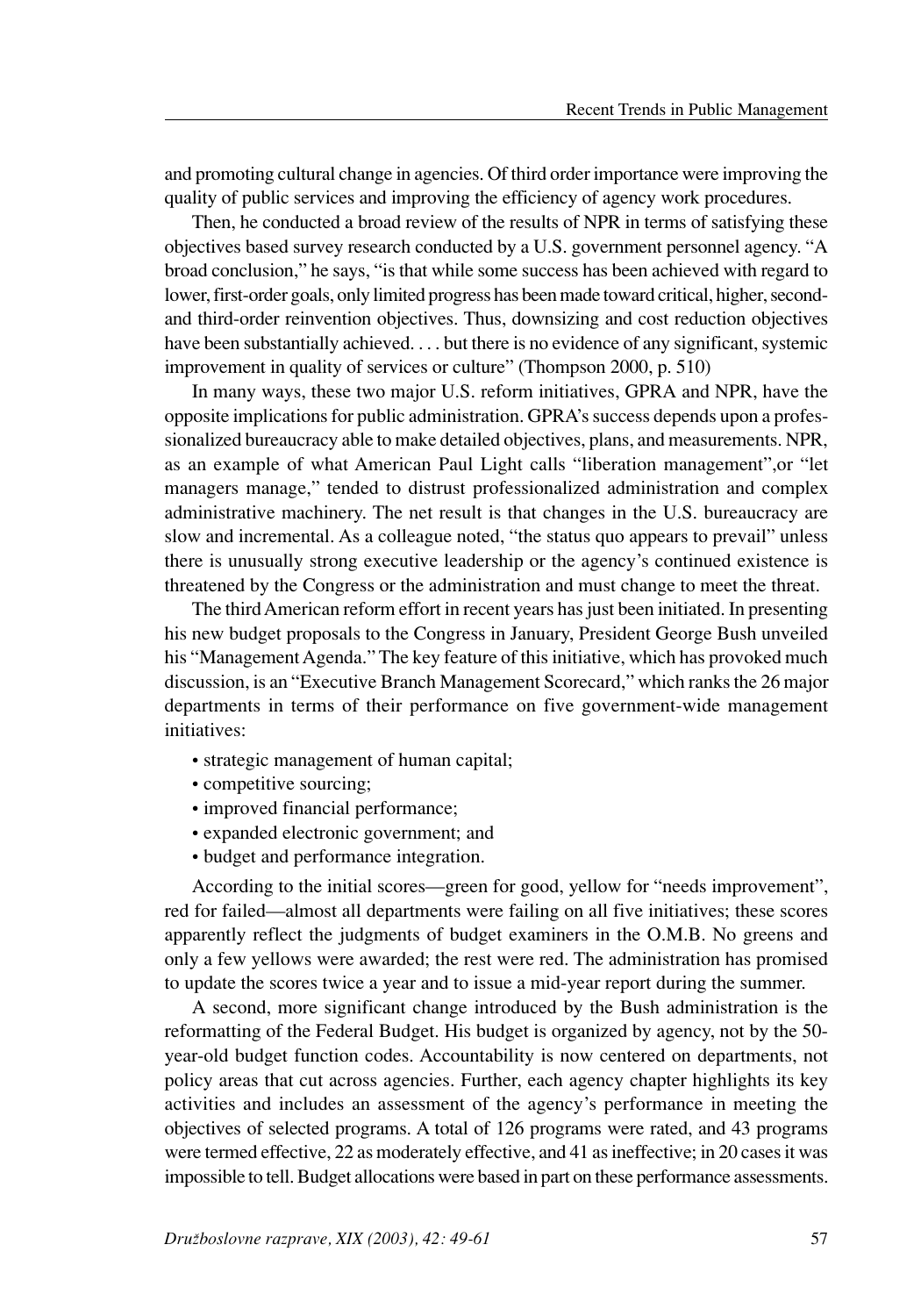and promoting cultural change in agencies. Of third order importance were improving the quality of public services and improving the efficiency of agency work procedures.

Then, he conducted a broad review of the results of NPR in terms of satisfying these objectives based survey research conducted by a U.S. government personnel agency. "A broad conclusion," he says, "is that while some success has been achieved with regard to lower, first-order goals, only limited progress has been made toward critical, higher, second- and third-order reinvention objectives. Thus, downsizing and cost reduction objectives have been substantially achieved. . . . but there is no evidence of any significant, systemic improvement in quality of services or culture" (Thompson 2000, p. 510)

In many ways, these two major U.S. reform initiatives, GPRA and NPR, have the opposite implications for public administration. GPRA's success depends upon a professionalized bureaucracy able to make detailed objectives, plans, and measurements. NPR, as an example of what American Paul Light calls "liberation management",or "let managers manage," tended to distrust professionalized administration and complex administrative machinery. The net result is that changes in the U.S. bureaucracy are slow and incremental. As a colleague noted, "the status quo appears to prevail" unless there is unusually strong executive leadership or the agency's continued existence is threatened by the Congress or the administration and must change to meet the threat.

The third American reform effort in recent years has just been initiated. In presenting his new budget proposals to the Congress in January, President George Bush unveiled his "Management Agenda." The key feature of this initiative, which has provoked much discussion, is an "Executive Branch Management Scorecard," which ranks the 26 major departments in terms of their performance on five government-wide management initiatives:

- strategic management of human capital;
- competitive sourcing;
- improved financial performance;
- expanded electronic government; and
- budget and performance integration.

According to the initial scores—green for good, yellow for "needs improvement", red for failed—almost all departments were failing on all five initiatives; these scores apparently reflect the judgments of budget examiners in the O.M.B. No greens and only a few yellows were awarded; the rest were red. The administration has promised to update the scores twice a year and to issue a mid-year report during the summer.

A second, more significant change introduced by the Bush administration is the reformatting of the Federal Budget. His budget is organized by agency, not by the 50-year-old budget function codes. Accountability is now centered on departments, not policy areas that cut across agencies. Further, each agency chapter highlights its key activities and includes an assessment of the agency's performance in meeting the objectives of selected programs. A total of 126 programs were rated, and 43 programs were termed effective, 22 as moderately effective, and 41 as ineffective; in 20 cases it was impossible to tell. Budget allocations were based in part on these performance assessments.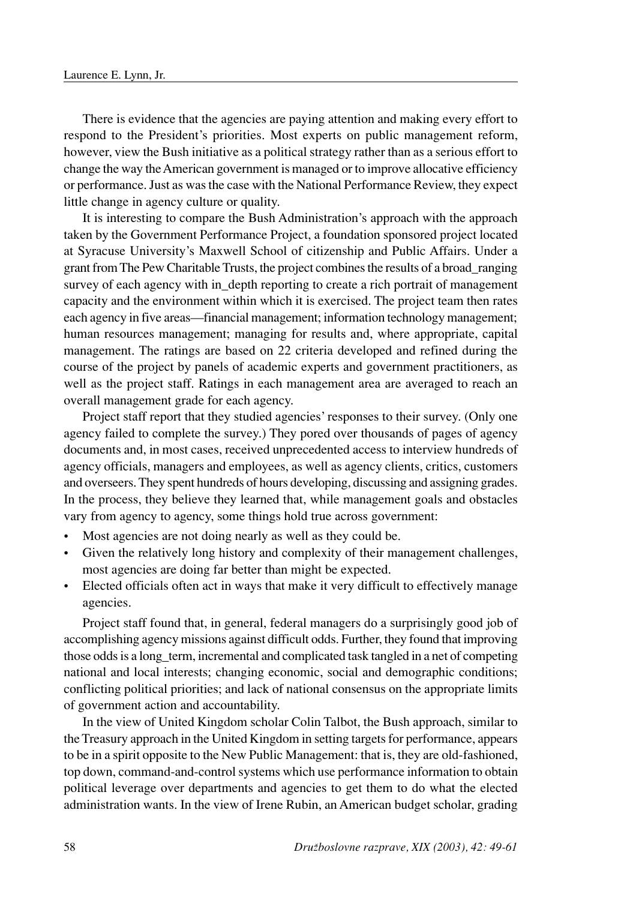There is evidence that the agencies are paying attention and making every effort to respond to the President's priorities. Most experts on public management reform, however, view the Bush initiative as a political strategy rather than as a serious effort to change the way the American government is managed or to improve allocative efficiency or performance. Just as was the case with the National Performance Review, they expect little change in agency culture or quality.

It is interesting to compare the Bush Administration's approach with the approach taken by the Government Performance Project, a foundation sponsored project located at Syracuse University's Maxwell School of citizenship and Public Affairs. Under a grant from The Pew Charitable Trusts, the project combines the results of a broad_ranging survey of each agency with in_depth reporting to create a rich portrait of management capacity and the environment within which it is exercised. The project team then rates each agency in five areas—financial management; information technology management; human resources management; managing for results and, where appropriate, capital management. The ratings are based on 22 criteria developed and refined during the course of the project by panels of academic experts and government practitioners, as well as the project staff. Ratings in each management area are averaged to reach an overall management grade for each agency.

Project staff report that they studied agencies' responses to their survey. (Only one agency failed to complete the survey.) They pored over thousands of pages of agency documents and, in most cases, received unprecedented access to interview hundreds of agency officials, managers and employees, as well as agency clients, critics, customers and overseers. They spent hundreds of hours developing, discussing and assigning grades. In the process, they believe they learned that, while management goals and obstacles vary from agency to agency, some things hold true across government:

- Most agencies are not doing nearly as well as they could be.
- Given the relatively long history and complexity of their management challenges, most agencies are doing far better than might be expected.
- Elected officials often act in ways that make it very difficult to effectively manage agencies.

Project staff found that, in general, federal managers do a surprisingly good job of accomplishing agency missions against difficult odds. Further, they found that improving those odds is a long_term, incremental and complicated task tangled in a net of competing national and local interests; changing economic, social and demographic conditions; conflicting political priorities; and lack of national consensus on the appropriate limits of government action and accountability.

In the view of United Kingdom scholar Colin Talbot, the Bush approach, similar to the Treasury approach in the United Kingdom in setting targets for performance, appears to be in a spirit opposite to the New Public Management: that is, they are old-fashioned, top down, command-and-control systems which use performance information to obtain political leverage over departments and agencies to get them to do what the elected administration wants. In the view of Irene Rubin, an American budget scholar, grading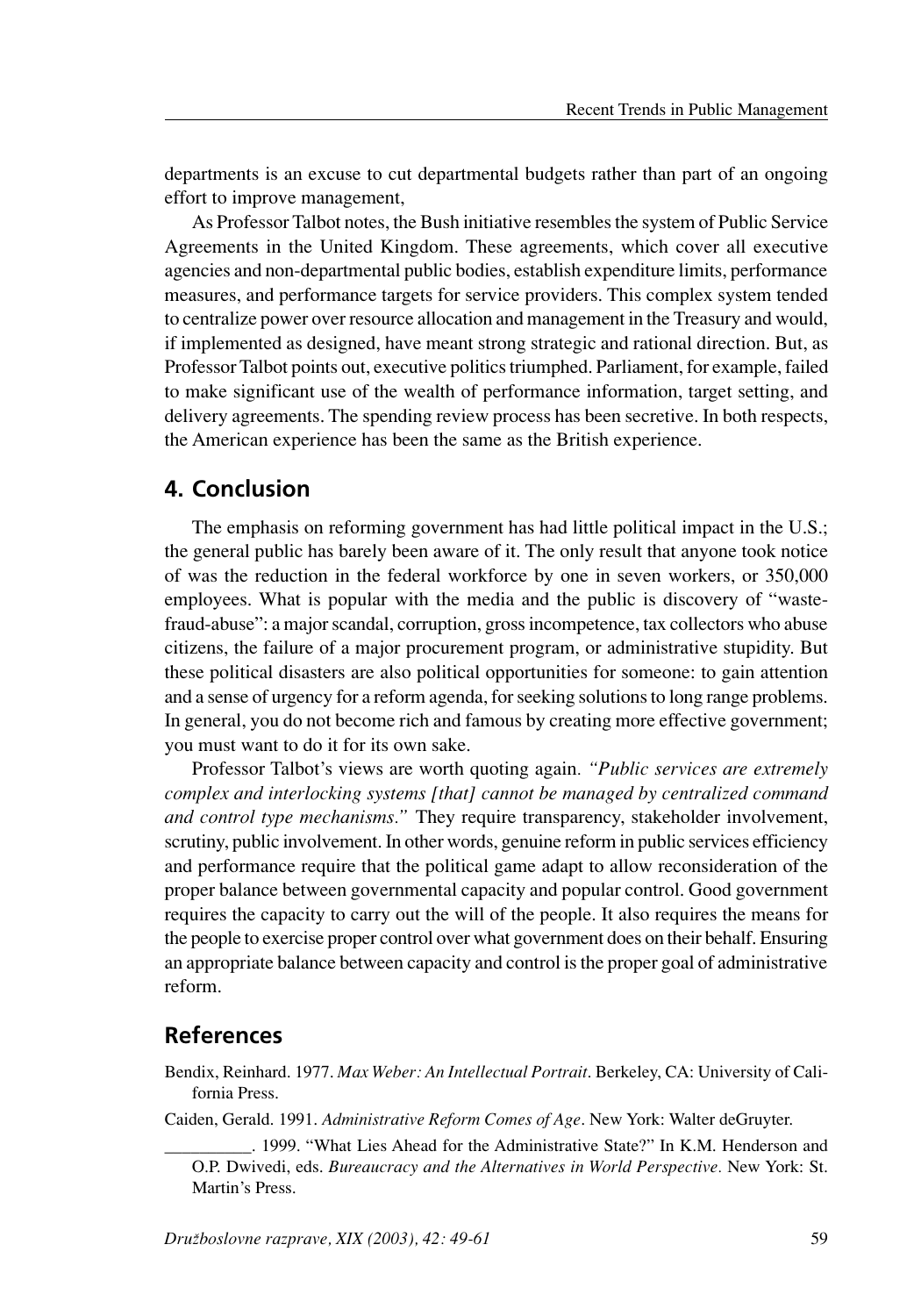departments is an excuse to cut departmental budgets rather than part of an ongoing effort to improve management,

As Professor Talbot notes, the Bush initiative resembles the system of Public Service Agreements in the United Kingdom. These agreements, which cover all executive agencies and non-departmental public bodies, establish expenditure limits, performance measures, and performance targets for service providers. This complex system tended to centralize power over resource allocation and management in the Treasury and would, if implemented as designed, have meant strong strategic and rational direction. But, as Professor Talbot points out, executive politics triumphed. Parliament, for example, failed to make significant use of the wealth of performance information, target setting, and delivery agreements. The spending review process has been secretive. In both respects, the American experience has been the same as the British experience.

## 4. Conclusion

The emphasis on reforming government has had little political impact in the U.S.; the general public has barely been aware of it. The only result that anyone took notice of was the reduction in the federal workforce by one in seven workers, or 350,000 employees. What is popular with the media and the public is discovery of "waste-fraud-abuse": a major scandal, corruption, gross incompetence, tax collectors who abuse citizens, the failure of a major procurement program, or administrative stupidity. But these political disasters are also political opportunities for someone: to gain attention and a sense of urgency for a reform agenda, for seeking solutions to long range problems. In general, you do not become rich and famous by creating more effective government; you must want to do it for its own sake.

Professor Talbot's views are worth quoting again. *"Public services are extremely complex and interlocking systems [that] cannot be managed by centralized command and control type mechanisms."* They require transparency, stakeholder involvement, scrutiny, public involvement. In other words, genuine reform in public services efficiency and performance require that the political game adapt to allow reconsideration of the proper balance between governmental capacity and popular control. Good government requires the capacity to carry out the will of the people. It also requires the means for the people to exercise proper control over what government does on their behalf. Ensuring an appropriate balance between capacity and control is the proper goal of administrative reform.

## References

Bendix, Reinhard. 1977. *Max Weber: An Intellectual Portrait*. Berkeley, CA: University of California Press.

Caiden, Gerald. 1991. *Administrative Reform Comes of Age*. New York: Walter deGruyter.

__________. 1999. "What Lies Ahead for the Administrative State?" In K.M. Henderson and O.P. Dwivedi, eds. *Bureaucracy and the Alternatives in World Perspective.* New York: St. Martin's Press.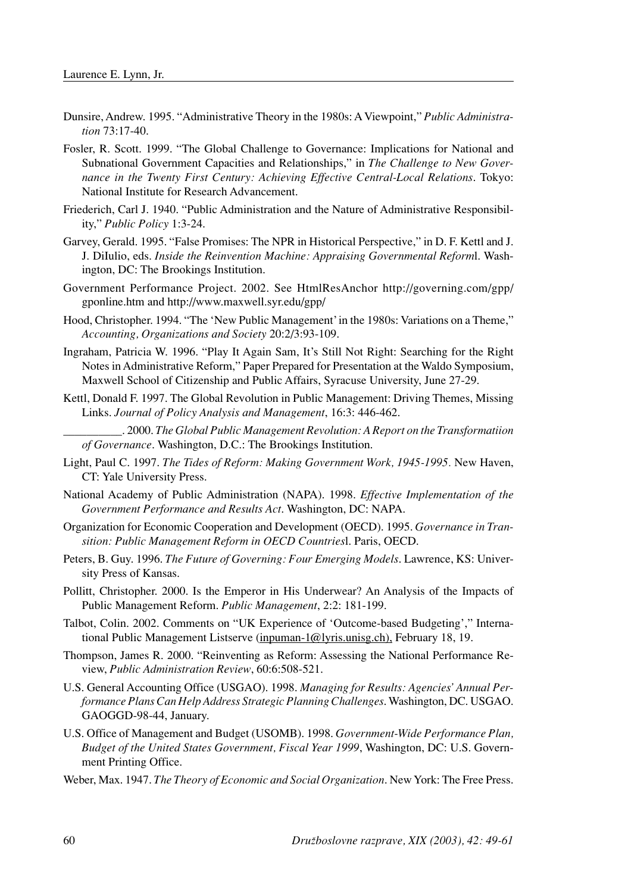Dunsire, Andrew. 1995. "Administrative Theory in the 1980s: A Viewpoint," *Public Administration* 73:17-40.

Fosler, R. Scott. 1999. "The Global Challenge to Governance: Implications for National and Subnational Government Capacities and Relationships," in *The Challenge to New Governance in the Twenty First Century: Achieving Effective Central-Local Relations*. Tokyo: National Institute for Research Advancement.

Friederich, Carl J. 1940. "Public Administration and the Nature of Administrative Responsibility," *Public Policy* 1:3-24.

Garvey, Gerald. 1995. "False Promises: The NPR in Historical Perspective," in D. F. Kettl and J. J. DiIulio, eds. *Inside the Reinvention Machine: Appraising Governmental Reform*l. Washington, DC: The Brookings Institution.

Government Performance Project. 2002. See HtmlResAnchor http://governing.com/gpp/gponline.htm and http://www.maxwell.syr.edu/gpp/

Hood, Christopher. 1994. "The 'New Public Management' in the 1980s: Variations on a Theme," *Accounting, Organizations and Society* 20:2/3:93-109.

Ingraham, Patricia W. 1996. "Play It Again Sam, It's Still Not Right: Searching for the Right Notes in Administrative Reform," Paper Prepared for Presentation at the Waldo Symposium, Maxwell School of Citizenship and Public Affairs, Syracuse University, June 27-29.

Kettl, Donald F. 1997. The Global Revolution in Public Management: Driving Themes, Missing Links. *Journal of Policy Analysis and Management*, 16:3: 446-462.

__________. 2000. *The Global Public Management Revolution: A Report on the Transformatiion of Governance*. Washington, D.C.: The Brookings Institution.

Light, Paul C. 1997. *The Tides of Reform: Making Government Work, 1945-1995.* New Haven, CT: Yale University Press.

National Academy of Public Administration (NAPA). 1998. *Effective Implementation of the Government Performance and Results Act*. Washington, DC: NAPA.

Organization for Economic Cooperation and Development (OECD). 1995. *Governance in Transition: Public Management Reform in OECD Countries*l. Paris, OECD.

Peters, B. Guy. 1996. *The Future of Governing: Four Emerging Models*. Lawrence, KS: University Press of Kansas.

Pollitt, Christopher. 2000. Is the Emperor in His Underwear? An Analysis of the Impacts of Public Management Reform. *Public Management*, 2:2: 181-199.

Talbot, Colin. 2002. Comments on "UK Experience of 'Outcome-based Budgeting'," International Public Management Listserve (inpuman-1@lyris.unisg.ch), February 18, 19.

Thompson, James R. 2000. "Reinventing as Reform: Assessing the National Performance Review, *Public Administration Review*, 60:6:508-521.

U.S. General Accounting Office (USGAO). 1998. *Managing for Results: Agencies' Annual Performance Plans Can Help Address Strategic Planning Challenges*. Washington, DC. USGAO. GAOGGD-98-44, January.

U.S. Office of Management and Budget (USOMB). 1998. *Government-Wide Performance Plan, Budget of the United States Government, Fiscal Year 1999*, Washington, DC: U.S. Government Printing Office.

Weber, Max. 1947. *The Theory of Economic and Social Organization*. New York: The Free Press.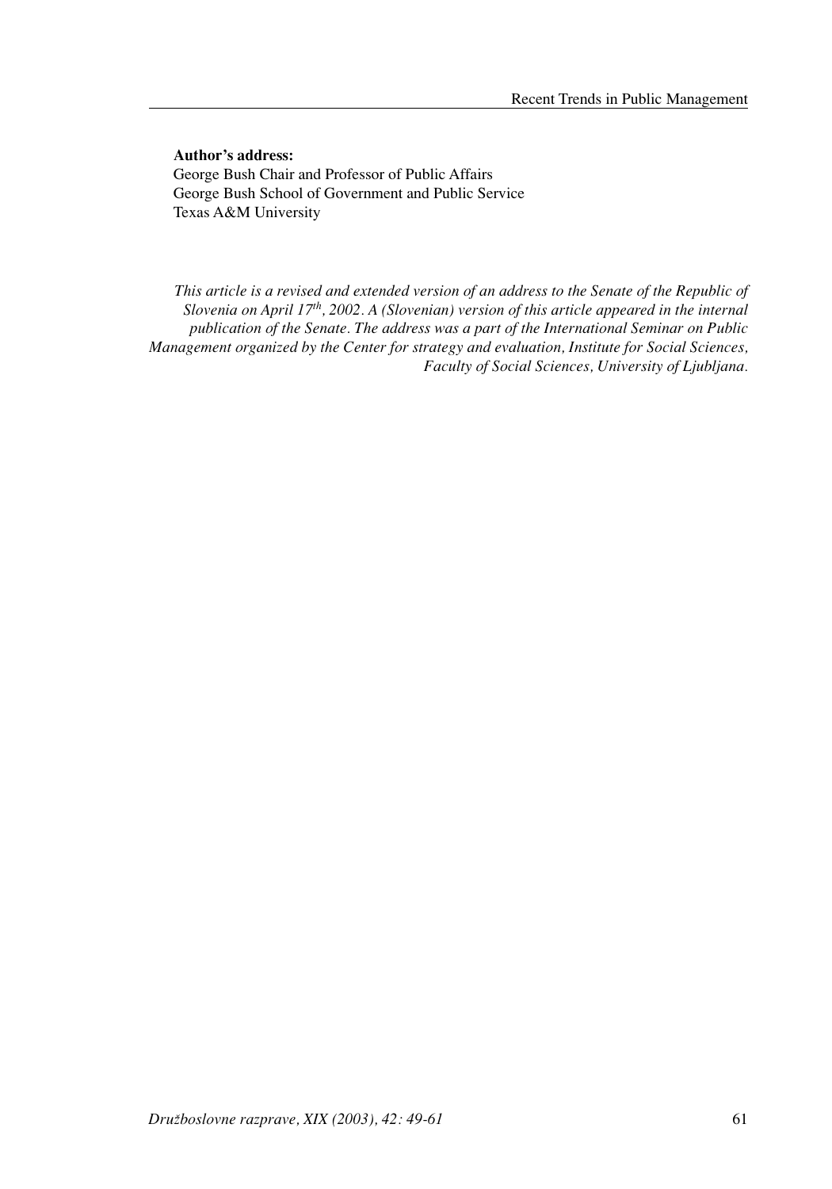**Author's address:**
George Bush Chair and Professor of Public Affairs
George Bush School of Government and Public Service
Texas A&M University

*This article is a revised and extended version of an address to the Senate of the Republic of Slovenia on April 17th, 2002. A (Slovenian) version of this article appeared in the internal publication of the Senate. The address was a part of the International Seminar on Public Management organized by the Center for strategy and evaluation, Institute for Social Sciences, Faculty of Social Sciences, University of Ljubljana.*